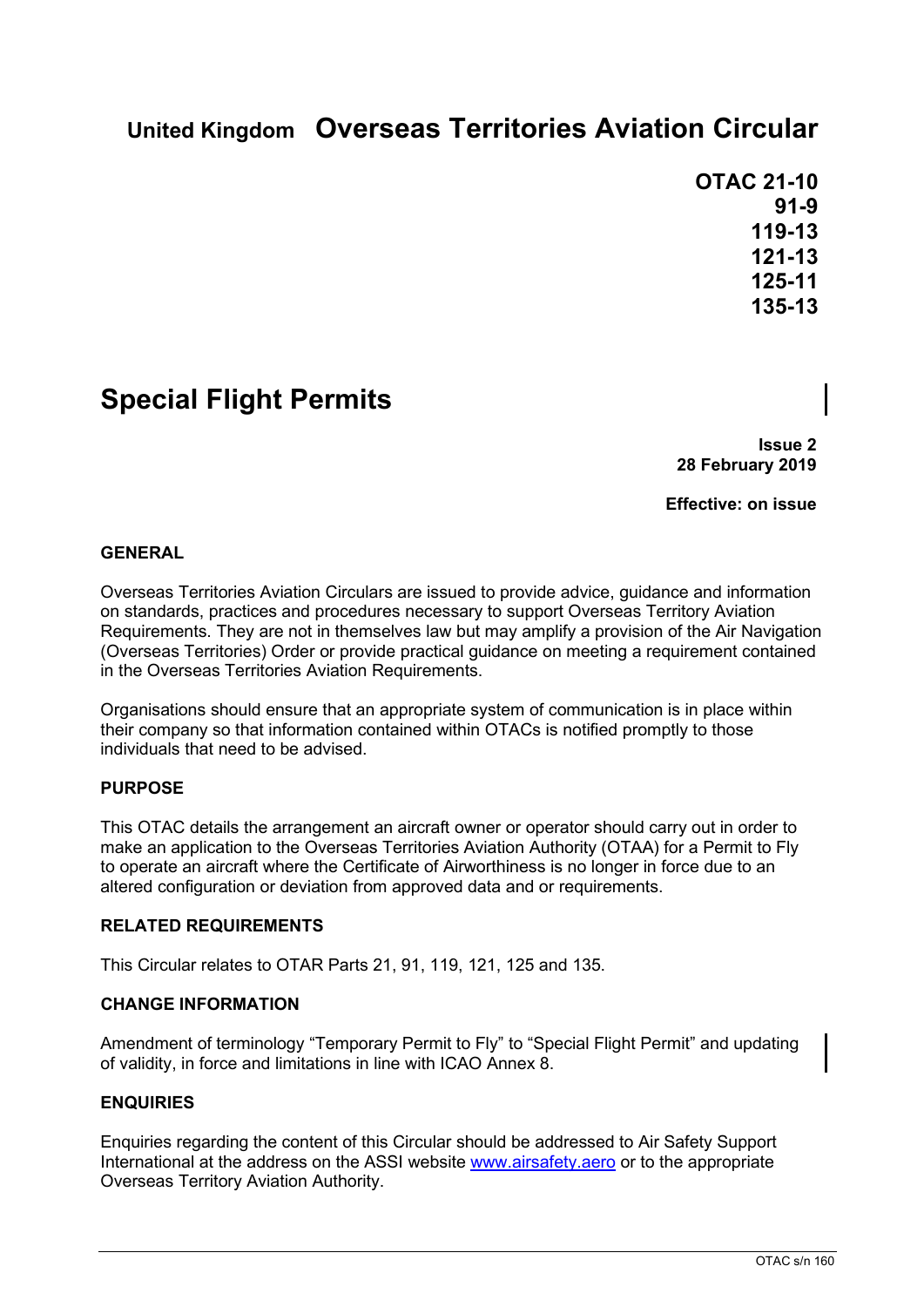**United Kingdom** **Overseas Territories Aviation Circular**

**OTAC 21-10**
**91-9**
**119-13**
**121-13**
**125-11**
**135-13**

# Special Flight Permits

**Issue 2**
**28 February 2019**

**Effective: on issue**

## GENERAL

Overseas Territories Aviation Circulars are issued to provide advice, guidance and information on standards, practices and procedures necessary to support Overseas Territory Aviation Requirements. They are not in themselves law but may amplify a provision of the Air Navigation (Overseas Territories) Order or provide practical guidance on meeting a requirement contained in the Overseas Territories Aviation Requirements.

Organisations should ensure that an appropriate system of communication is in place within their company so that information contained within OTACs is notified promptly to those individuals that need to be advised.

## PURPOSE

This OTAC details the arrangement an aircraft owner or operator should carry out in order to make an application to the Overseas Territories Aviation Authority (OTAA) for a Permit to Fly to operate an aircraft where the Certificate of Airworthiness is no longer in force due to an altered configuration or deviation from approved data and or requirements.

## RELATED REQUIREMENTS

This Circular relates to OTAR Parts 21, 91, 119, 121, 125 and 135.

## CHANGE INFORMATION

Amendment of terminology "Temporary Permit to Fly" to "Special Flight Permit" and updating of validity, in force and limitations in line with ICAO Annex 8.

## ENQUIRIES

Enquiries regarding the content of this Circular should be addressed to Air Safety Support International at the address on the ASSI website www.airsafety.aero or to the appropriate Overseas Territory Aviation Authority.

OTAC s/n 160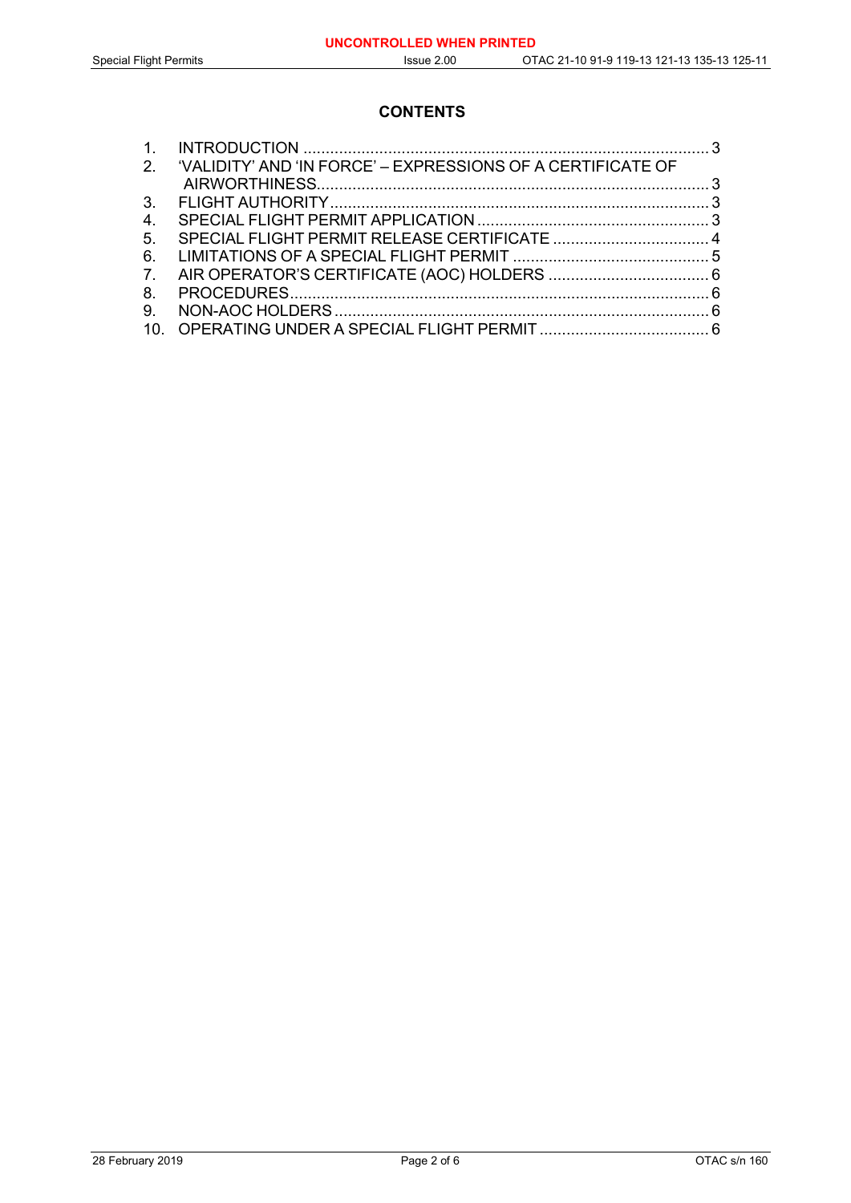## CONTENTS

1. INTRODUCTION ........................................................................................... 3
2. 'VALIDITY' AND 'IN FORCE' – EXPRESSIONS OF A CERTIFICATE OF AIRWORTHINESS........................................................................................ 3
3. FLIGHT AUTHORITY.................................................................................... 3
4. SPECIAL FLIGHT PERMIT APPLICATION .................................................... 3
5. SPECIAL FLIGHT PERMIT RELEASE CERTIFICATE ................................... 4
6. LIMITATIONS OF A SPECIAL FLIGHT PERMIT ............................................ 5
7. AIR OPERATOR'S CERTIFICATE (AOC) HOLDERS .................................... 6
8. PROCEDURES............................................................................................. 6
9. NON-AOC HOLDERS ................................................................................... 6
10. OPERATING UNDER A SPECIAL FLIGHT PERMIT ...................................... 6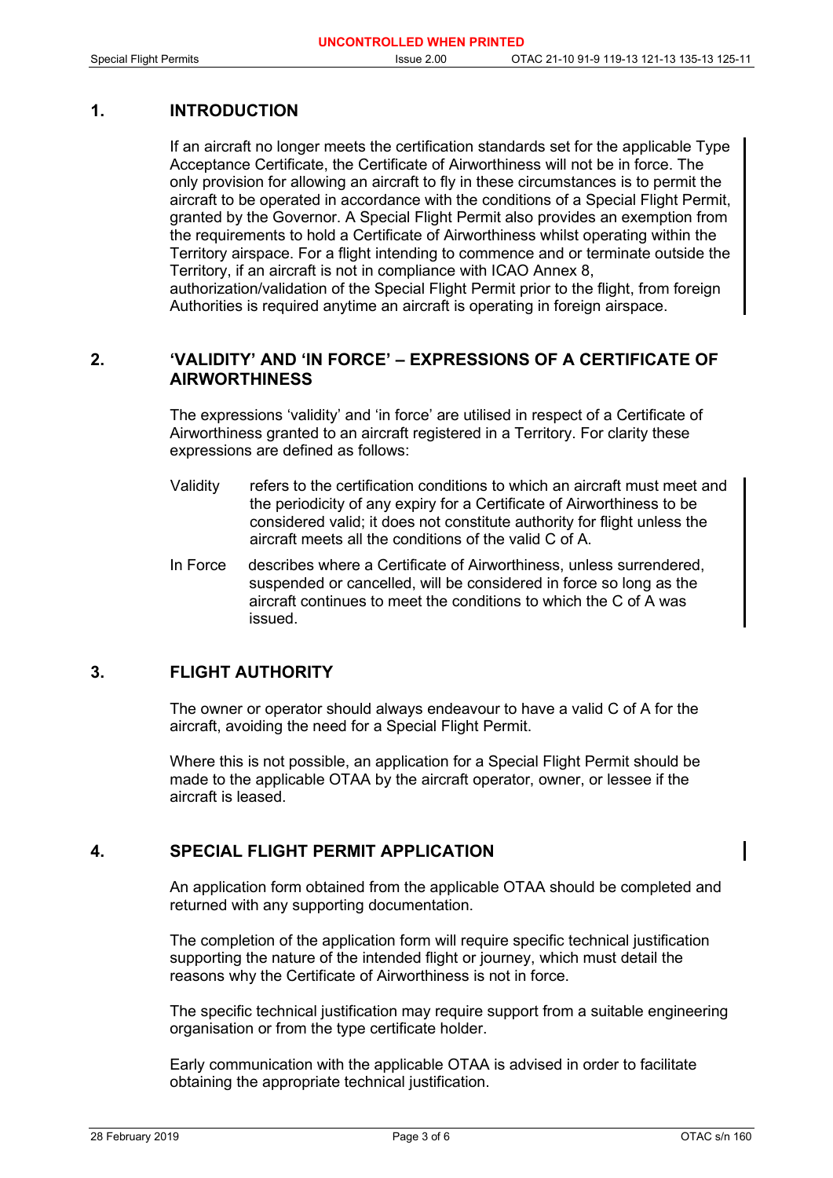## 1. INTRODUCTION

If an aircraft no longer meets the certification standards set for the applicable Type Acceptance Certificate, the Certificate of Airworthiness will not be in force. The only provision for allowing an aircraft to fly in these circumstances is to permit the aircraft to be operated in accordance with the conditions of a Special Flight Permit, granted by the Governor. A Special Flight Permit also provides an exemption from the requirements to hold a Certificate of Airworthiness whilst operating within the Territory airspace. For a flight intending to commence and or terminate outside the Territory, if an aircraft is not in compliance with ICAO Annex 8, authorization/validation of the Special Flight Permit prior to the flight, from foreign Authorities is required anytime an aircraft is operating in foreign airspace.

## 2. 'VALIDITY' AND 'IN FORCE' – EXPRESSIONS OF A CERTIFICATE OF AIRWORTHINESS

The expressions 'validity' and 'in force' are utilised in respect of a Certificate of Airworthiness granted to an aircraft registered in a Territory. For clarity these expressions are defined as follows:

Validity — refers to the certification conditions to which an aircraft must meet and the periodicity of any expiry for a Certificate of Airworthiness to be considered valid; it does not constitute authority for flight unless the aircraft meets all the conditions of the valid C of A.

In Force — describes where a Certificate of Airworthiness, unless surrendered, suspended or cancelled, will be considered in force so long as the aircraft continues to meet the conditions to which the C of A was issued.

## 3. FLIGHT AUTHORITY

The owner or operator should always endeavour to have a valid C of A for the aircraft, avoiding the need for a Special Flight Permit.

Where this is not possible, an application for a Special Flight Permit should be made to the applicable OTAA by the aircraft operator, owner, or lessee if the aircraft is leased.

## 4. SPECIAL FLIGHT PERMIT APPLICATION

An application form obtained from the applicable OTAA should be completed and returned with any supporting documentation.

The completion of the application form will require specific technical justification supporting the nature of the intended flight or journey, which must detail the reasons why the Certificate of Airworthiness is not in force.

The specific technical justification may require support from a suitable engineering organisation or from the type certificate holder.

Early communication with the applicable OTAA is advised in order to facilitate obtaining the appropriate technical justification.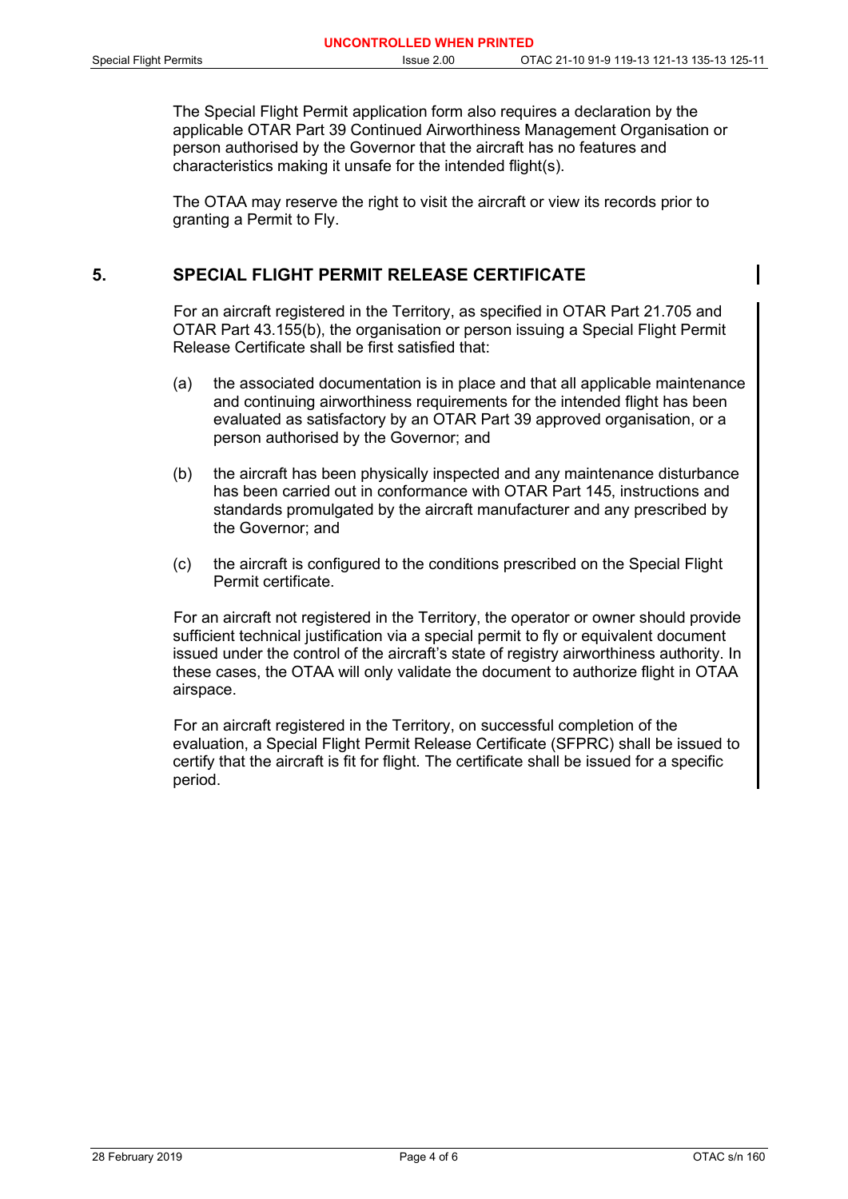The Special Flight Permit application form also requires a declaration by the applicable OTAR Part 39 Continued Airworthiness Management Organisation or person authorised by the Governor that the aircraft has no features and characteristics making it unsafe for the intended flight(s).

The OTAA may reserve the right to visit the aircraft or view its records prior to granting a Permit to Fly.

## 5. SPECIAL FLIGHT PERMIT RELEASE CERTIFICATE

For an aircraft registered in the Territory, as specified in OTAR Part 21.705 and OTAR Part 43.155(b), the organisation or person issuing a Special Flight Permit Release Certificate shall be first satisfied that:

(a) the associated documentation is in place and that all applicable maintenance and continuing airworthiness requirements for the intended flight has been evaluated as satisfactory by an OTAR Part 39 approved organisation, or a person authorised by the Governor; and

(b) the aircraft has been physically inspected and any maintenance disturbance has been carried out in conformance with OTAR Part 145, instructions and standards promulgated by the aircraft manufacturer and any prescribed by the Governor; and

(c) the aircraft is configured to the conditions prescribed on the Special Flight Permit certificate.

For an aircraft not registered in the Territory, the operator or owner should provide sufficient technical justification via a special permit to fly or equivalent document issued under the control of the aircraft's state of registry airworthiness authority. In these cases, the OTAA will only validate the document to authorize flight in OTAA airspace.

For an aircraft registered in the Territory, on successful completion of the evaluation, a Special Flight Permit Release Certificate (SFPRC) shall be issued to certify that the aircraft is fit for flight. The certificate shall be issued for a specific period.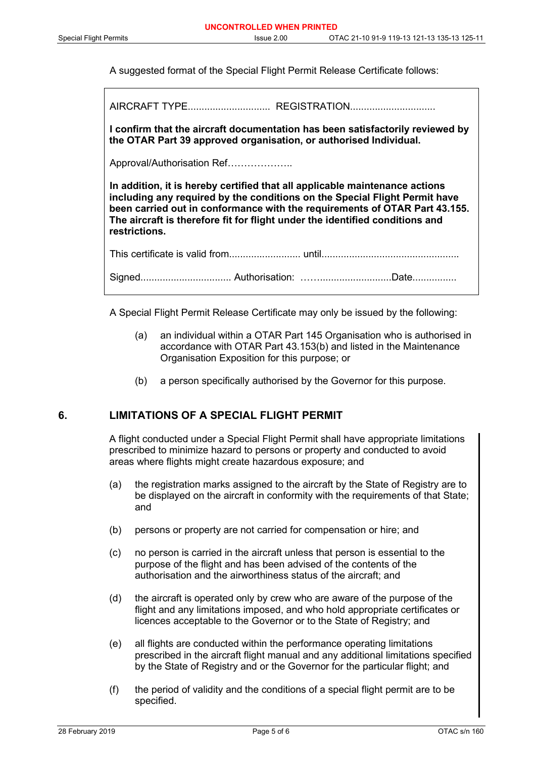A suggested format of the Special Flight Permit Release Certificate follows:

> AIRCRAFT TYPE.............................. REGISTRATION...............................
>
> **I confirm that the aircraft documentation has been satisfactorily reviewed by the OTAR Part 39 approved organisation, or authorised Individual.**
>
> Approval/Authorisation Ref………………..
>
> **In addition, it is hereby certified that all applicable maintenance actions including any required by the conditions on the Special Flight Permit have been carried out in conformance with the requirements of OTAR Part 43.155. The aircraft is therefore fit for flight under the identified conditions and restrictions.**
>
> This certificate is valid from.......................... until..................................................
>
> Signed................................. Authorisation: ……..........................Date................

A Special Flight Permit Release Certificate may only be issued by the following:

(a) an individual within a OTAR Part 145 Organisation who is authorised in accordance with OTAR Part 43.153(b) and listed in the Maintenance Organisation Exposition for this purpose; or

(b) a person specifically authorised by the Governor for this purpose.

## 6. LIMITATIONS OF A SPECIAL FLIGHT PERMIT

A flight conducted under a Special Flight Permit shall have appropriate limitations prescribed to minimize hazard to persons or property and conducted to avoid areas where flights might create hazardous exposure; and

(a) the registration marks assigned to the aircraft by the State of Registry are to be displayed on the aircraft in conformity with the requirements of that State; and

(b) persons or property are not carried for compensation or hire; and

(c) no person is carried in the aircraft unless that person is essential to the purpose of the flight and has been advised of the contents of the authorisation and the airworthiness status of the aircraft; and

(d) the aircraft is operated only by crew who are aware of the purpose of the flight and any limitations imposed, and who hold appropriate certificates or licences acceptable to the Governor or to the State of Registry; and

(e) all flights are conducted within the performance operating limitations prescribed in the aircraft flight manual and any additional limitations specified by the State of Registry and or the Governor for the particular flight; and

(f) the period of validity and the conditions of a special flight permit are to be specified.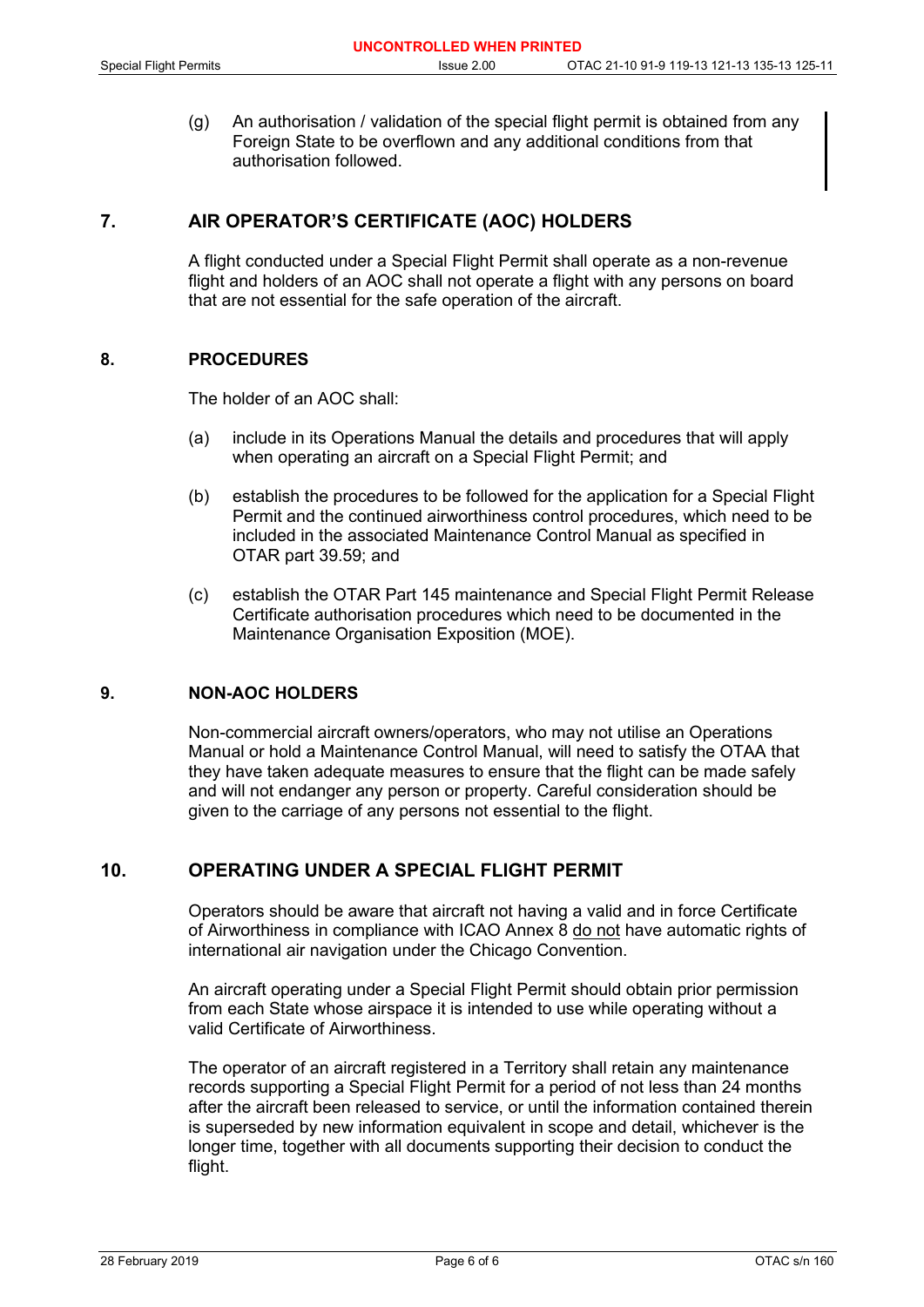(g) An authorisation / validation of the special flight permit is obtained from any Foreign State to be overflown and any additional conditions from that authorisation followed.

## 7. AIR OPERATOR'S CERTIFICATE (AOC) HOLDERS

A flight conducted under a Special Flight Permit shall operate as a non-revenue flight and holders of an AOC shall not operate a flight with any persons on board that are not essential for the safe operation of the aircraft.

### 8. PROCEDURES

The holder of an AOC shall:

(a) include in its Operations Manual the details and procedures that will apply when operating an aircraft on a Special Flight Permit; and

(b) establish the procedures to be followed for the application for a Special Flight Permit and the continued airworthiness control procedures, which need to be included in the associated Maintenance Control Manual as specified in OTAR part 39.59; and

(c) establish the OTAR Part 145 maintenance and Special Flight Permit Release Certificate authorisation procedures which need to be documented in the Maintenance Organisation Exposition (MOE).

### 9. NON-AOC HOLDERS

Non-commercial aircraft owners/operators, who may not utilise an Operations Manual or hold a Maintenance Control Manual, will need to satisfy the OTAA that they have taken adequate measures to ensure that the flight can be made safely and will not endanger any person or property. Careful consideration should be given to the carriage of any persons not essential to the flight.

## 10. OPERATING UNDER A SPECIAL FLIGHT PERMIT

Operators should be aware that aircraft not having a valid and in force Certificate of Airworthiness in compliance with ICAO Annex 8 do not have automatic rights of international air navigation under the Chicago Convention.

An aircraft operating under a Special Flight Permit should obtain prior permission from each State whose airspace it is intended to use while operating without a valid Certificate of Airworthiness.

The operator of an aircraft registered in a Territory shall retain any maintenance records supporting a Special Flight Permit for a period of not less than 24 months after the aircraft been released to service, or until the information contained therein is superseded by new information equivalent in scope and detail, whichever is the longer time, together with all documents supporting their decision to conduct the flight.